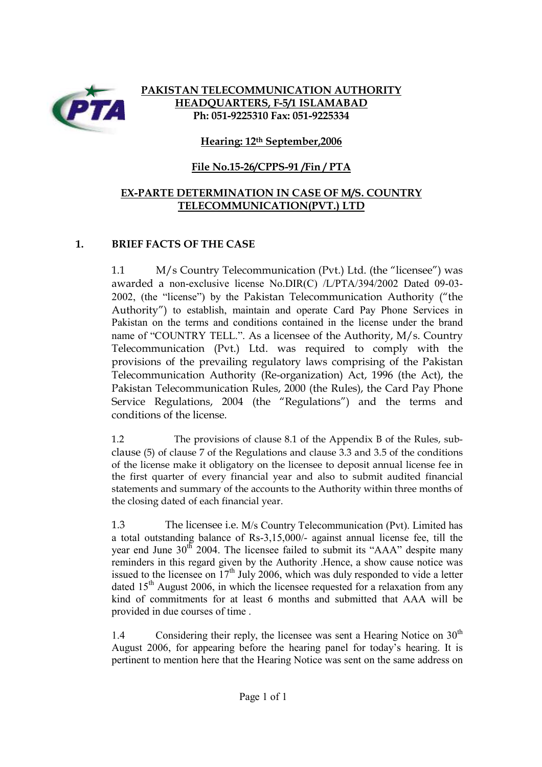**PAKISTAN TELECOMMUNICATION AUTHORITY**
**HEADQUARTERS, F-5/1 ISLAMABAD**
**Ph: 051-9225310 Fax: 051-9225334**

**Hearing: 12th September,2006**

**File No.15-26/CPPS-91 /Fin / PTA**

## EX-PARTE DETERMINATION IN CASE OF M/S. COUNTRY TELECOMMUNICATION(PVT.) LTD

### 1. BRIEF FACTS OF THE CASE

1.1 M/s Country Telecommunication (Pvt.) Ltd. (the "licensee") was awarded a non-exclusive license No.DIR(C) /L/PTA/394/2002 Dated 09-03-2002, (the "license") by the Pakistan Telecommunication Authority ("the Authority") to establish, maintain and operate Card Pay Phone Services in Pakistan on the terms and conditions contained in the license under the brand name of "COUNTRY TELL.". As a licensee of the Authority, M/s. Country Telecommunication (Pvt.) Ltd. was required to comply with the provisions of the prevailing regulatory laws comprising of the Pakistan Telecommunication Authority (Re-organization) Act, 1996 (the Act), the Pakistan Telecommunication Rules, 2000 (the Rules), the Card Pay Phone Service Regulations, 2004 (the "Regulations") and the terms and conditions of the license.

1.2 The provisions of clause 8.1 of the Appendix B of the Rules, sub-clause (5) of clause 7 of the Regulations and clause 3.3 and 3.5 of the conditions of the license make it obligatory on the licensee to deposit annual license fee in the first quarter of every financial year and also to submit audited financial statements and summary of the accounts to the Authority within three months of the closing dated of each financial year.

1.3 The licensee i.e. M/s Country Telecommunication (Pvt). Limited has a total outstanding balance of Rs-3,15,000/- against annual license fee, till the year end June 30th 2004. The licensee failed to submit its "AAA" despite many reminders in this regard given by the Authority .Hence, a show cause notice was issued to the licensee on 17th July 2006, which was duly responded to vide a letter dated 15th August 2006, in which the licensee requested for a relaxation from any kind of commitments for at least 6 months and submitted that AAA will be provided in due courses of time .

1.4 Considering their reply, the licensee was sent a Hearing Notice on 30th August 2006, for appearing before the hearing panel for today's hearing. It is pertinent to mention here that the Hearing Notice was sent on the same address on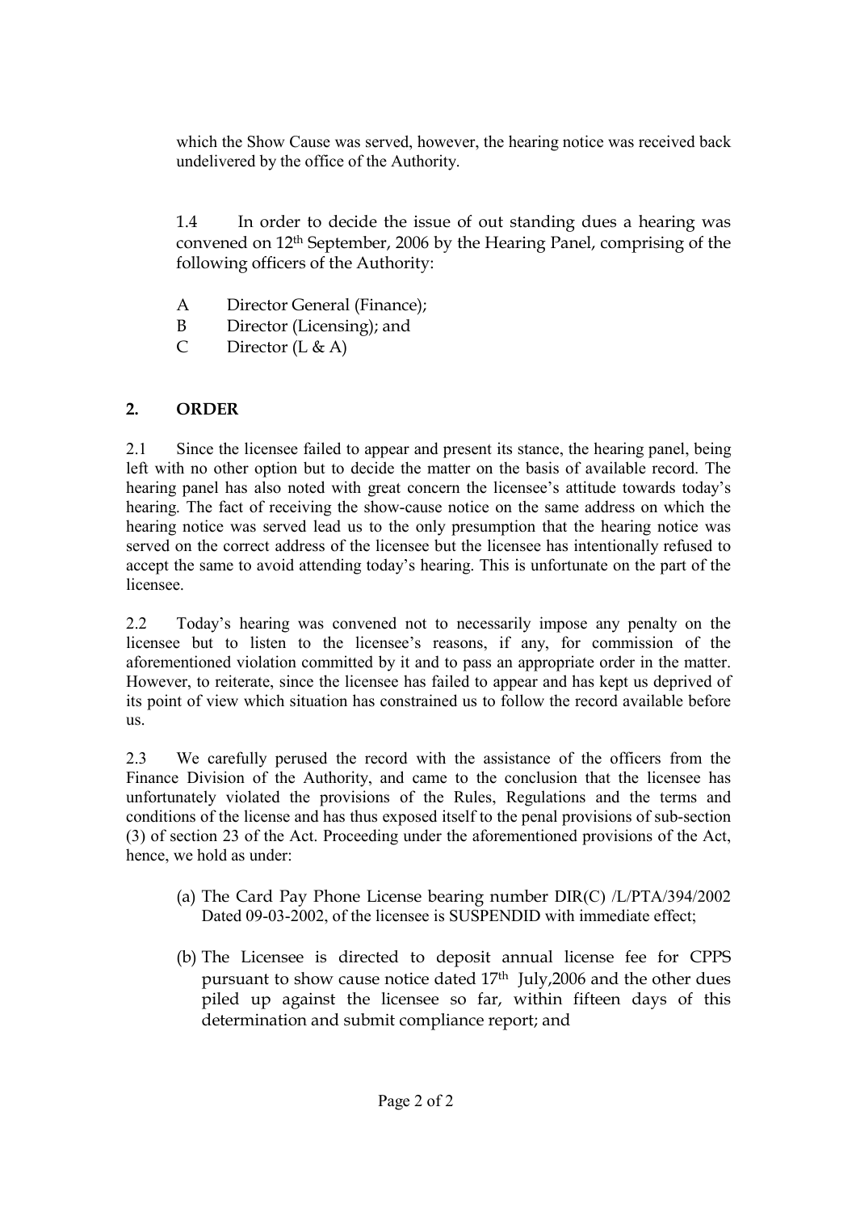which the Show Cause was served, however, the hearing notice was received back undelivered by the office of the Authority.

1.4 In order to decide the issue of out standing dues a hearing was convened on 12th September, 2006 by the Hearing Panel, comprising of the following officers of the Authority:

A Director General (Finance);
B Director (Licensing); and
C Director (L & A)

## 2. ORDER

2.1 Since the licensee failed to appear and present its stance, the hearing panel, being left with no other option but to decide the matter on the basis of available record. The hearing panel has also noted with great concern the licensee's attitude towards today's hearing. The fact of receiving the show-cause notice on the same address on which the hearing notice was served lead us to the only presumption that the hearing notice was served on the correct address of the licensee but the licensee has intentionally refused to accept the same to avoid attending today's hearing. This is unfortunate on the part of the licensee.

2.2 Today's hearing was convened not to necessarily impose any penalty on the licensee but to listen to the licensee's reasons, if any, for commission of the aforementioned violation committed by it and to pass an appropriate order in the matter. However, to reiterate, since the licensee has failed to appear and has kept us deprived of its point of view which situation has constrained us to follow the record available before us.

2.3 We carefully perused the record with the assistance of the officers from the Finance Division of the Authority, and came to the conclusion that the licensee has unfortunately violated the provisions of the Rules, Regulations and the terms and conditions of the license and has thus exposed itself to the penal provisions of sub-section (3) of section 23 of the Act. Proceeding under the aforementioned provisions of the Act, hence, we hold as under:

(a) The Card Pay Phone License bearing number DIR(C) /L/PTA/394/2002 Dated 09-03-2002, of the licensee is SUSPENDID with immediate effect;

(b) The Licensee is directed to deposit annual license fee for CPPS pursuant to show cause notice dated 17th July,2006 and the other dues piled up against the licensee so far, within fifteen days of this determination and submit compliance report; and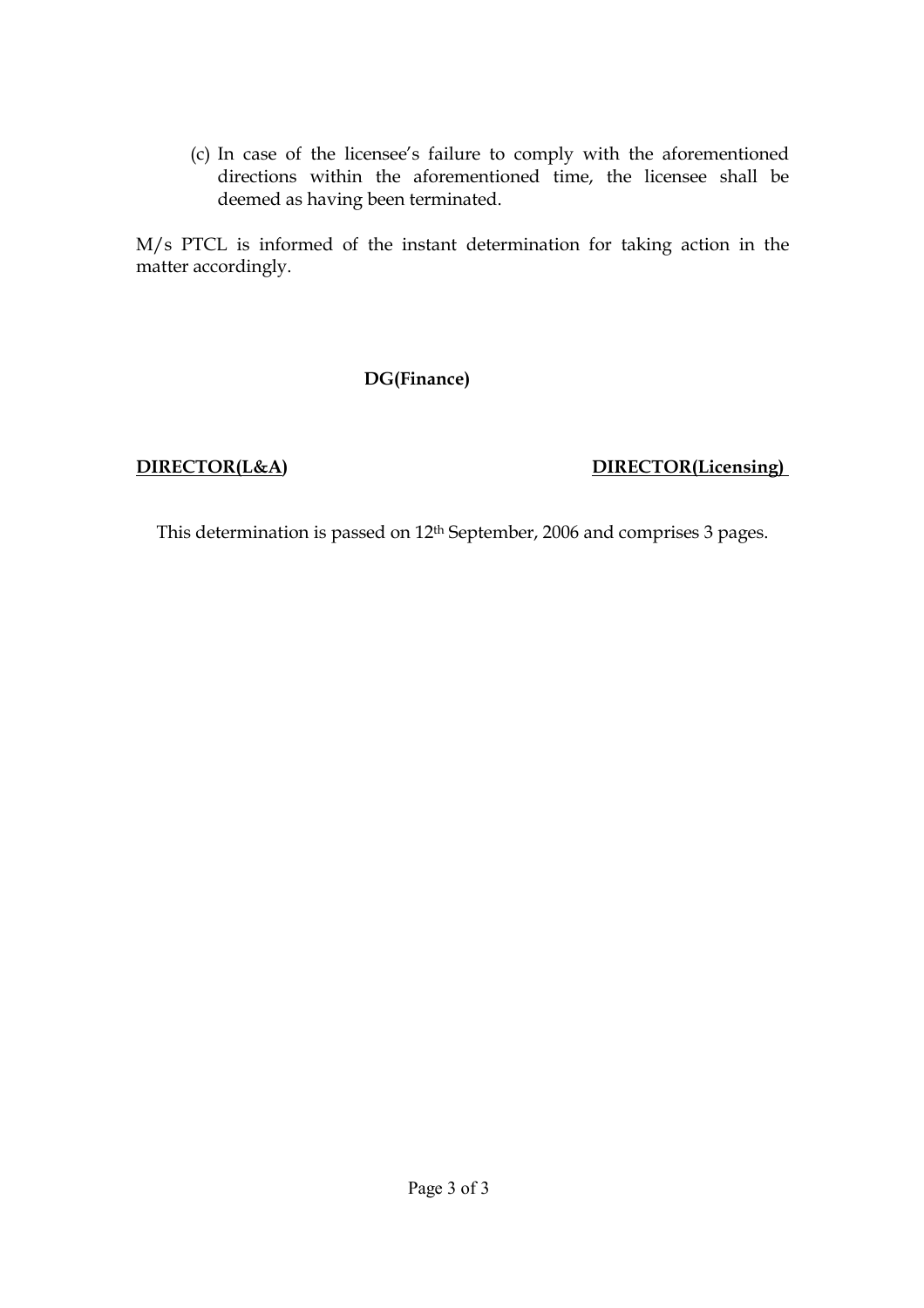(c) In case of the licensee's failure to comply with the aforementioned directions within the aforementioned time, the licensee shall be deemed as having been terminated.

M/s PTCL is informed of the instant determination for taking action in the matter accordingly.

**DG(Finance)**

**DIRECTOR(L&A)** **DIRECTOR(Licensing)**

This determination is passed on 12th September, 2006 and comprises 3 pages.